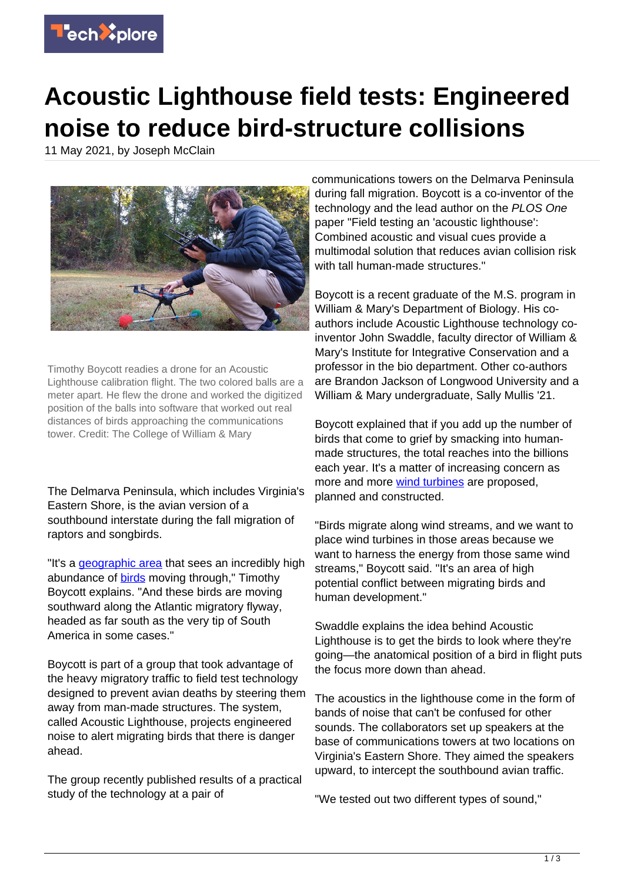# Acoustic Lighthouse field tests: Engineered noise to reduce bird-structure collisions

11 May 2021, by Joseph McClain

Timothy Boycott readies a drone for an Acoustic Lighthouse calibration flight. The two colored balls are a meter apart. He flew the drone and worked the digitized position of the balls into software that worked out real distances of birds approaching the communications tower. Credit: The College of William & Mary

The Delmarva Peninsula, which includes Virginia's Eastern Shore, is the avian version of a southbound interstate during the fall migration of raptors and songbirds.

"It's a geographic area that sees an incredibly high abundance of birds moving through," Timothy Boycott explains. "And these birds are moving southward along the Atlantic migratory flyway, headed as far south as the very tip of South America in some cases."

Boycott is part of a group that took advantage of the heavy migratory traffic to field test technology designed to prevent avian deaths by steering them away from man-made structures. The system, called Acoustic Lighthouse, projects engineered noise to alert migrating birds that there is danger ahead.

The group recently published results of a practical study of the technology at a pair of communications towers on the Delmarva Peninsula during fall migration. Boycott is a co-inventor of the technology and the lead author on the *PLOS One* paper "Field testing an 'acoustic lighthouse': Combined acoustic and visual cues provide a multimodal solution that reduces avian collision risk with tall human-made structures."

Boycott is a recent graduate of the M.S. program in William & Mary's Department of Biology. His co-authors include Acoustic Lighthouse technology co-inventor John Swaddle, faculty director of William & Mary's Institute for Integrative Conservation and a professor in the bio department. Other co-authors are Brandon Jackson of Longwood University and a William & Mary undergraduate, Sally Mullis '21.

Boycott explained that if you add up the number of birds that come to grief by smacking into human-made structures, the total reaches into the billions each year. It's a matter of increasing concern as more and more wind turbines are proposed, planned and constructed.

"Birds migrate along wind streams, and we want to place wind turbines in those areas because we want to harness the energy from those same wind streams," Boycott said. "It's an area of high potential conflict between migrating birds and human development."

Swaddle explains the idea behind Acoustic Lighthouse is to get the birds to look where they're going—the anatomical position of a bird in flight puts the focus more down than ahead.

The acoustics in the lighthouse come in the form of bands of noise that can't be confused for other sounds. The collaborators set up speakers at the base of communications towers at two locations on Virginia's Eastern Shore. They aimed the speakers upward, to intercept the southbound avian traffic.

"We tested out two different types of sound,"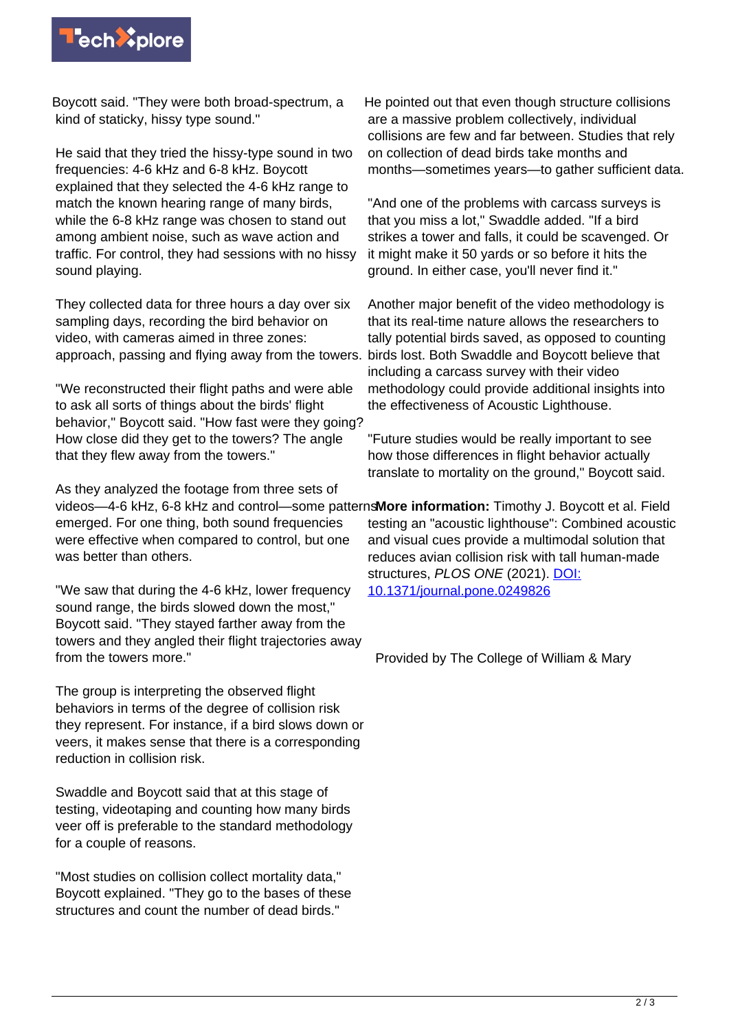Boycott said. "They were both broad-spectrum, a kind of staticky, hissy type sound."

He said that they tried the hissy-type sound in two frequencies: 4-6 kHz and 6-8 kHz. Boycott explained that they selected the 4-6 kHz range to match the known hearing range of many birds, while the 6-8 kHz range was chosen to stand out among ambient noise, such as wave action and traffic. For control, they had sessions with no hissy sound playing.

They collected data for three hours a day over six sampling days, recording the bird behavior on video, with cameras aimed in three zones: approach, passing and flying away from the towers.

"We reconstructed their flight paths and were able to ask all sorts of things about the birds' flight behavior," Boycott said. "How fast were they going? How close did they get to the towers? The angle that they flew away from the towers."

As they analyzed the footage from three sets of videos—4-6 kHz, 6-8 kHz and control—some patterns emerged. For one thing, both sound frequencies were effective when compared to control, but one was better than others.

"We saw that during the 4-6 kHz, lower frequency sound range, the birds slowed down the most," Boycott said. "They stayed farther away from the towers and they angled their flight trajectories away from the towers more."

The group is interpreting the observed flight behaviors in terms of the degree of collision risk they represent. For instance, if a bird slows down or veers, it makes sense that there is a corresponding reduction in collision risk.

Swaddle and Boycott said that at this stage of testing, videotaping and counting how many birds veer off is preferable to the standard methodology for a couple of reasons.

"Most studies on collision collect mortality data," Boycott explained. "They go to the bases of these structures and count the number of dead birds."

He pointed out that even though structure collisions are a massive problem collectively, individual collisions are few and far between. Studies that rely on collection of dead birds take months and months—sometimes years—to gather sufficient data.

"And one of the problems with carcass surveys is that you miss a lot," Swaddle added. "If a bird strikes a tower and falls, it could be scavenged. Or it might make it 50 yards or so before it hits the ground. In either case, you'll never find it."

Another major benefit of the video methodology is that its real-time nature allows the researchers to tally potential birds saved, as opposed to counting birds lost. Both Swaddle and Boycott believe that including a carcass survey with their video methodology could provide additional insights into the effectiveness of Acoustic Lighthouse.

"Future studies would be really important to see how those differences in flight behavior actually translate to mortality on the ground," Boycott said.

**More information:** Timothy J. Boycott et al. Field testing an "acoustic lighthouse": Combined acoustic and visual cues provide a multimodal solution that reduces avian collision risk with tall human-made structures, *PLOS ONE* (2021). DOI: 10.1371/journal.pone.0249826

Provided by The College of William & Mary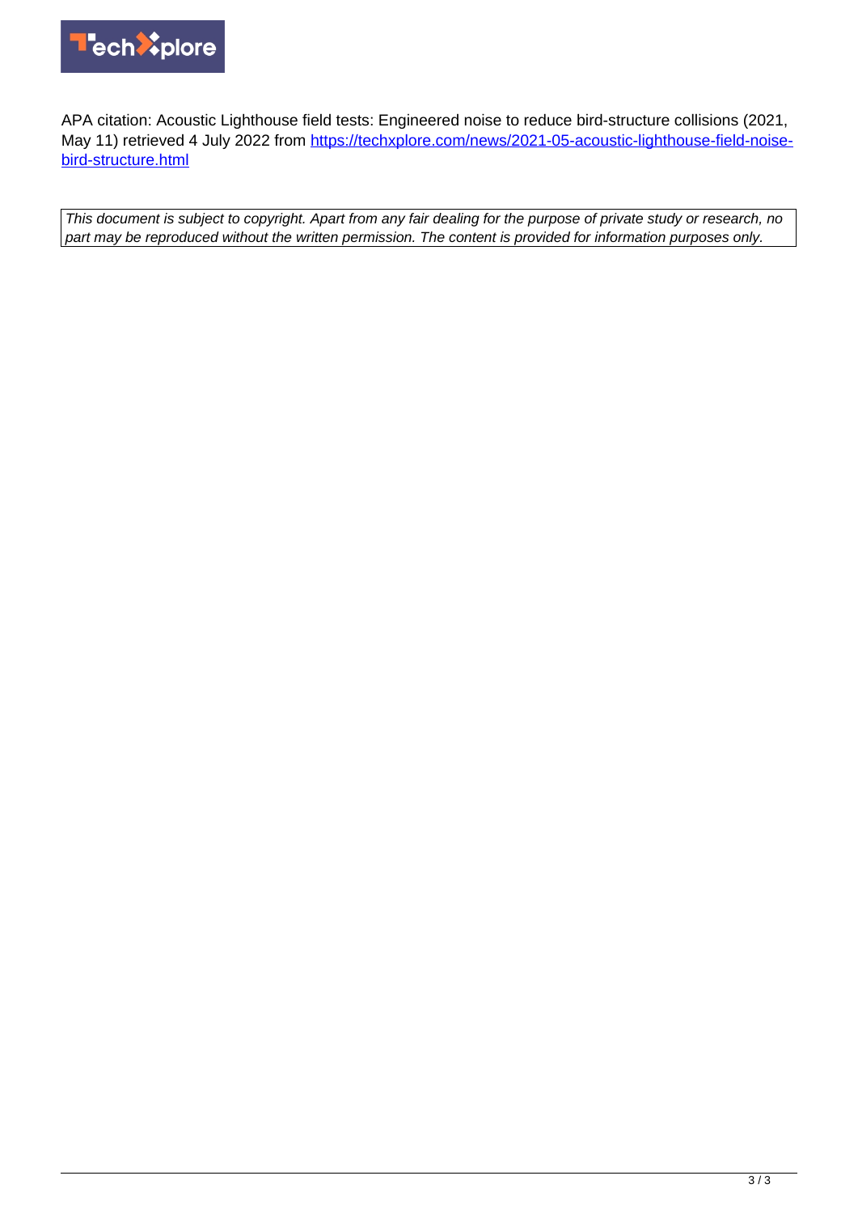APA citation: Acoustic Lighthouse field tests: Engineered noise to reduce bird-structure collisions (2021, May 11) retrieved 4 July 2022 from https://techxplore.com/news/2021-05-acoustic-lighthouse-field-noise-bird-structure.html

*This document is subject to copyright. Apart from any fair dealing for the purpose of private study or research, no part may be reproduced without the written permission. The content is provided for information purposes only.*